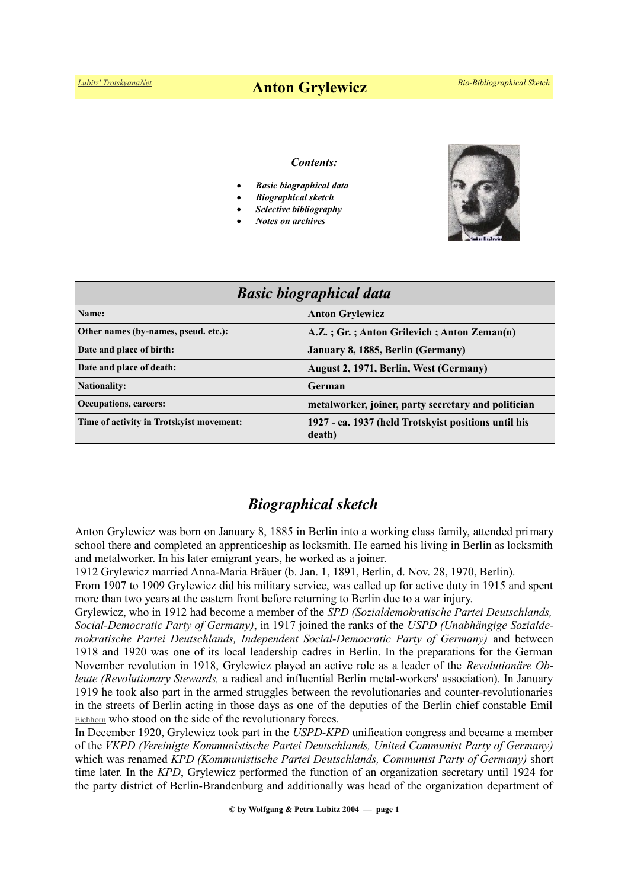# Anton Grylewicz

***Contents:***

- ***Basic biographical data***
- ***Biographical sketch***
- ***Selective bibliography***
- ***Notes on archives***

| ***Basic biographical data*** | |
|---|---|
| **Name:** | **Anton Grylewicz** |
| **Other names (by-names, pseud. etc.):** | **A.Z. ; Gr. ; Anton Grilevich ; Anton Zeman(n)** |
| **Date and place of birth:** | **January 8, 1885, Berlin (Germany)** |
| **Date and place of death:** | **August 2, 1971, Berlin, West (Germany)** |
| **Nationality:** | **German** |
| **Occupations, careers:** | **metalworker, joiner, party secretary and politician** |
| **Time of activity in Trotskyist movement:** | **1927 - ca. 1937 (held Trotskyist positions until his death)** |

## *Biographical sketch*

Anton Grylewicz was born on January 8, 1885 in Berlin into a working class family, attended primary school there and completed an apprenticeship as locksmith. He earned his living in Berlin as locksmith and metalworker. In his later emigrant years, he worked as a joiner.

1912 Grylewicz married Anna-Maria Bräuer (b. Jan. 1, 1891, Berlin, d. Nov. 28, 1970, Berlin).

From 1907 to 1909 Grylewicz did his military service, was called up for active duty in 1915 and spent more than two years at the eastern front before returning to Berlin due to a war injury.

Grylewicz, who in 1912 had become a member of the *SPD (Sozialdemokratische Partei Deutschlands, Social-Democratic Party of Germany)*, in 1917 joined the ranks of the *USPD (Unabhängige Sozialdemokratische Partei Deutschlands, Independent Social-Democratic Party of Germany)* and between 1918 and 1920 was one of its local leadership cadres in Berlin. In the preparations for the German November revolution in 1918, Grylewicz played an active role as a leader of the *Revolutionäre Obleute (Revolutionary Stewards,* a radical and influential Berlin metal-workers' association). In January 1919 he took also part in the armed struggles between the revolutionaries and counter-revolutionaries in the streets of Berlin acting in those days as one of the deputies of the Berlin chief constable Emil Eichhorn who stood on the side of the revolutionary forces.

In December 1920, Grylewicz took part in the *USPD-KPD* unification congress and became a member of the *VKPD (Vereinigte Kommunistische Partei Deutschlands, United Communist Party of Germany)* which was renamed *KPD (Kommunistische Partei Deutschlands, Communist Party of Germany)* short time later. In the *KPD*, Grylewicz performed the function of an organization secretary until 1924 for the party district of Berlin-Brandenburg and additionally was head of the organization department of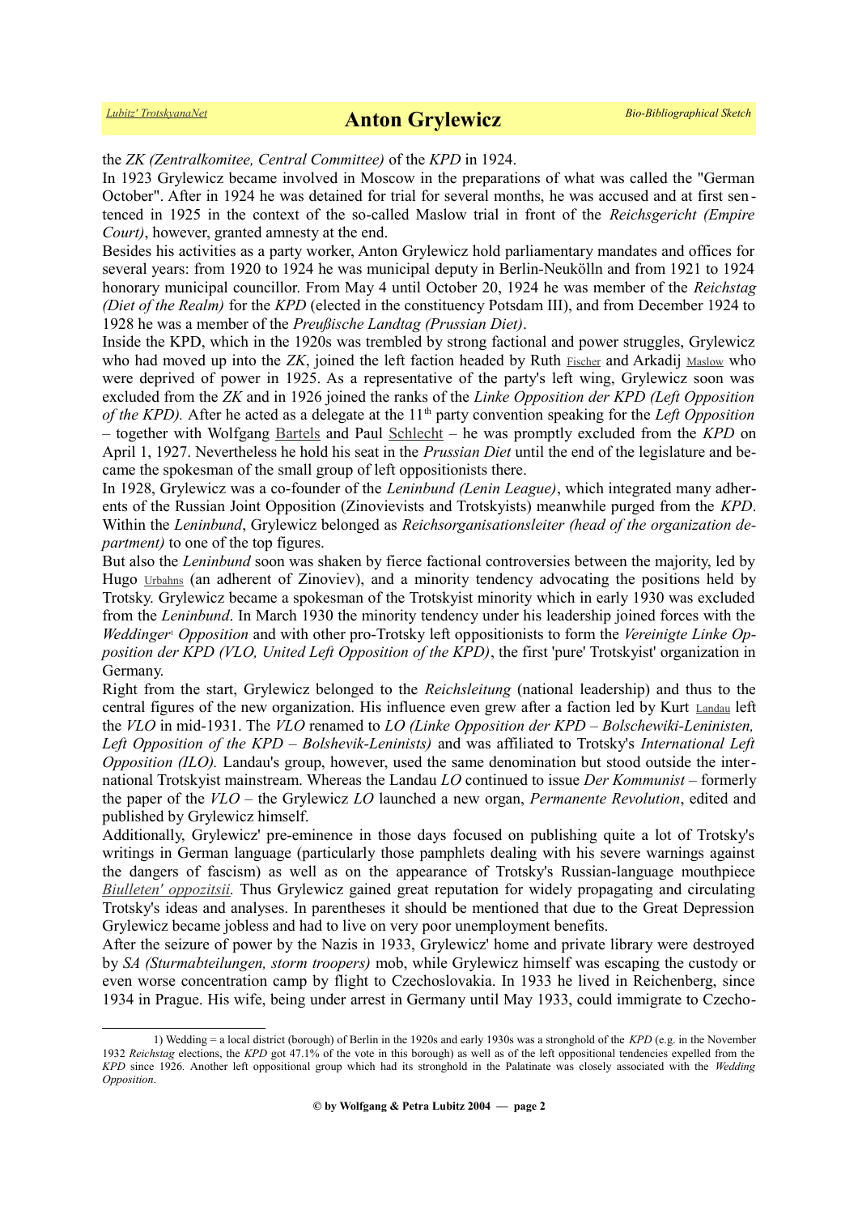the *ZK (Zentralkomitee, Central Committee)* of the *KPD* in 1924.

In 1923 Grylewicz became involved in Moscow in the preparations of what was called the "German October". After in 1924 he was detained for trial for several months, he was accused and at first sentenced in 1925 in the context of the so-called Maslow trial in front of the *Reichsgericht (Empire Court)*, however, granted amnesty at the end.

Besides his activities as a party worker, Anton Grylewicz hold parliamentary mandates and offices for several years: from 1920 to 1924 he was municipal deputy in Berlin-Neukölln and from 1921 to 1924 honorary municipal councillor. From May 4 until October 20, 1924 he was member of the *Reichstag (Diet of the Realm)* for the *KPD* (elected in the constituency Potsdam III), and from December 1924 to 1928 he was a member of the *Preußische Landtag (Prussian Diet)*.

Inside the KPD, which in the 1920s was trembled by strong factional and power struggles, Grylewicz who had moved up into the *ZK*, joined the left faction headed by Ruth Fischer and Arkadij Maslow who were deprived of power in 1925. As a representative of the party's left wing, Grylewicz soon was excluded from the *ZK* and in 1926 joined the ranks of the *Linke Opposition der KPD (Left Opposition of the KPD).* After he acted as a delegate at the 11th party convention speaking for the *Left Opposition* – together with Wolfgang Bartels and Paul Schlecht – he was promptly excluded from the *KPD* on April 1, 1927. Nevertheless he hold his seat in the *Prussian Diet* until the end of the legislature and became the spokesman of the small group of left oppositionists there.

In 1928, Grylewicz was a co-founder of the *Leninbund (Lenin League)*, which integrated many adherents of the Russian Joint Opposition (Zinovievists and Trotskyists) meanwhile purged from the *KPD*. Within the *Leninbund*, Grylewicz belonged as *Reichsorganisationsleiter (head of the organization department)* to one of the top figures.

But also the *Leninbund* soon was shaken by fierce factional controversies between the majority, led by Hugo Urbahns (an adherent of Zinoviev), and a minority tendency advocating the positions held by Trotsky. Grylewicz became a spokesman of the Trotskyist minority which in early 1930 was excluded from the *Leninbund*. In March 1930 the minority tendency under his leadership joined forces with the *Weddinger*[1] *Opposition* and with other pro-Trotsky left oppositionists to form the *Vereinigte Linke Opposition der KPD (VLO, United Left Opposition of the KPD)*, the first 'pure' Trotskyist' organization in Germany.

Right from the start, Grylewicz belonged to the *Reichsleitung* (national leadership) and thus to the central figures of the new organization. His influence even grew after a faction led by Kurt Landau left the *VLO* in mid-1931. The *VLO* renamed to *LO (Linke Opposition der KPD – Bolschewiki-Leninisten, Left Opposition of the KPD – Bolshevik-Leninists)* and was affiliated to Trotsky's *International Left Opposition (ILO).* Landau's group, however, used the same denomination but stood outside the international Trotskyist mainstream. Whereas the Landau *LO* continued to issue *Der Kommunist* – formerly the paper of the *VLO* – the Grylewicz *LO* launched a new organ, *Permanente Revolution*, edited and published by Grylewicz himself.

Additionally, Grylewicz' pre-eminence in those days focused on publishing quite a lot of Trotsky's writings in German language (particularly those pamphlets dealing with his severe warnings against the dangers of fascism) as well as on the appearance of Trotsky's Russian-language mouthpiece *Biulleten' oppozitsii.* Thus Grylewicz gained great reputation for widely propagating and circulating Trotsky's ideas and analyses. In parentheses it should be mentioned that due to the Great Depression Grylewicz became jobless and had to live on very poor unemployment benefits.

After the seizure of power by the Nazis in 1933, Grylewicz' home and private library were destroyed by *SA (Sturmabteilungen, storm troopers)* mob, while Grylewicz himself was escaping the custody or even worse concentration camp by flight to Czechoslovakia. In 1933 he lived in Reichenberg, since 1934 in Prague. His wife, being under arrest in Germany until May 1933, could immigrate to Czecho-

---

1) Wedding = a local district (borough) of Berlin in the 1920s and early 1930s was a stronghold of the *KPD* (e.g. in the November 1932 *Reichstag* elections, the *KPD* got 47.1% of the vote in this borough) as well as of the left oppositional tendencies expelled from the *KPD* since 1926. Another left oppositional group which had its stronghold in the Palatinate was closely associated with the *Wedding Opposition*.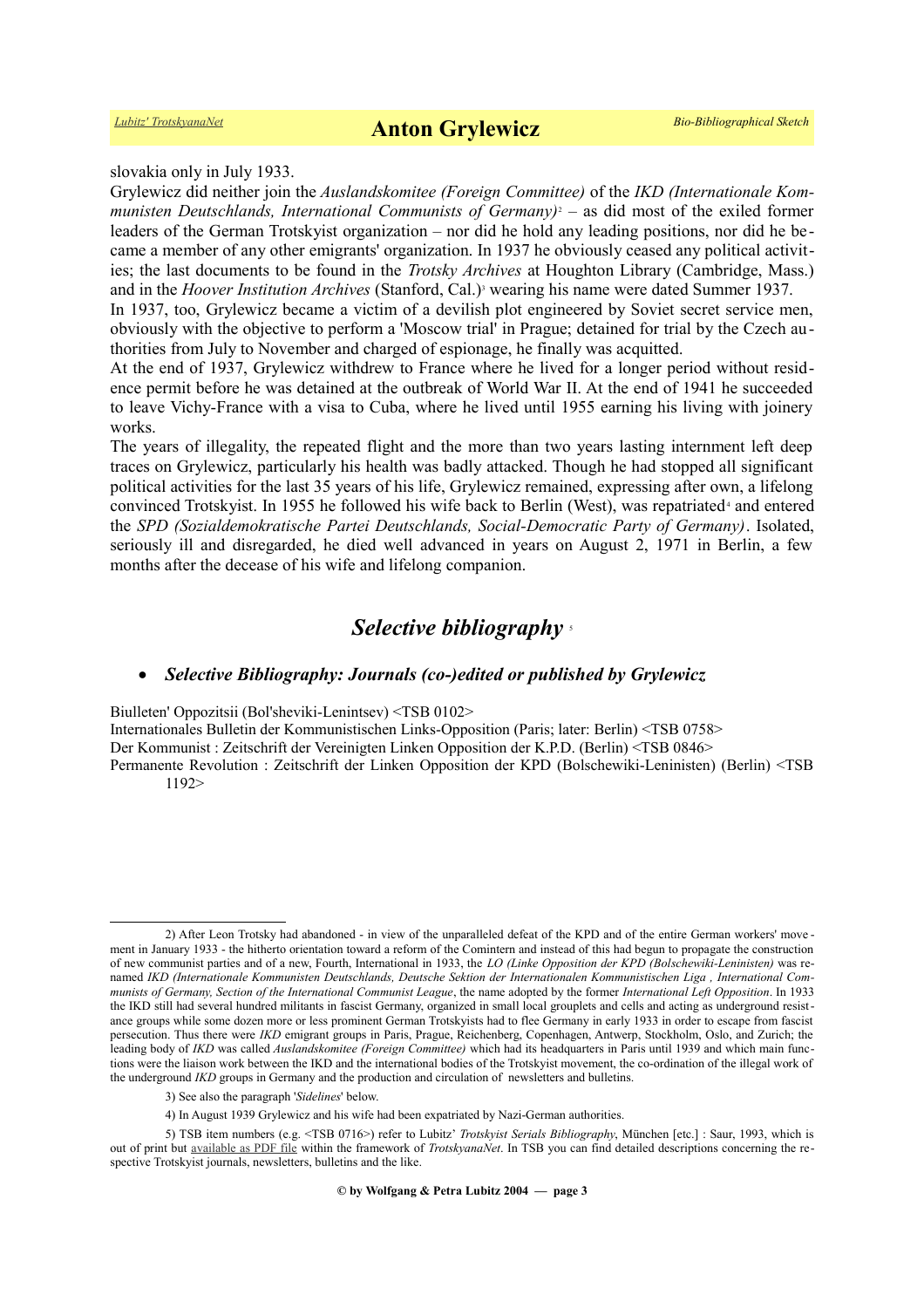slovakia only in July 1933.

Grylewicz did neither join the *Auslandskomitee (Foreign Committee)* of the *IKD (Internationale Kommunisten Deutschlands, International Communists of Germany)*[2] – as did most of the exiled former leaders of the German Trotskyist organization – nor did he hold any leading positions, nor did he became a member of any other emigrants' organization. In 1937 he obviously ceased any political activities; the last documents to be found in the *Trotsky Archives* at Houghton Library (Cambridge, Mass.) and in the *Hoover Institution Archives* (Stanford, Cal.)[3] wearing his name were dated Summer 1937.

In 1937, too, Grylewicz became a victim of a devilish plot engineered by Soviet secret service men, obviously with the objective to perform a 'Moscow trial' in Prague; detained for trial by the Czech authorities from July to November and charged of espionage, he finally was acquitted.

At the end of 1937, Grylewicz withdrew to France where he lived for a longer period without residence permit before he was detained at the outbreak of World War II. At the end of 1941 he succeeded to leave Vichy-France with a visa to Cuba, where he lived until 1955 earning his living with joinery works.

The years of illegality, the repeated flight and the more than two years lasting internment left deep traces on Grylewicz, particularly his health was badly attacked. Though he had stopped all significant political activities for the last 35 years of his life, Grylewicz remained, expressing after own, a lifelong convinced Trotskyist. In 1955 he followed his wife back to Berlin (West), was repatriated[4] and entered the *SPD (Sozialdemokratische Partei Deutschlands, Social-Democratic Party of Germany)*. Isolated, seriously ill and disregarded, he died well advanced in years on August 2, 1971 in Berlin, a few months after the decease of his wife and lifelong companion.

## *Selective bibliography* [5]

- ***Selective Bibliography: Journals (co-)edited or published by Grylewicz***

Biulleten' Oppozitsii (Bol'sheviki-Lenintsev) <TSB 0102>
Internationales Bulletin der Kommunistischen Links-Opposition (Paris; later: Berlin) <TSB 0758>
Der Kommunist : Zeitschrift der Vereinigten Linken Opposition der K.P.D. (Berlin) <TSB 0846>
Permanente Revolution : Zeitschrift der Linken Opposition der KPD (Bolschewiki-Leninisten) (Berlin) <TSB 1192>

---

2) After Leon Trotsky had abandoned - in view of the unparalleled defeat of the KPD and of the entire German workers' movement in January 1933 - the hitherto orientation toward a reform of the Comintern and instead of this had begun to propagate the construction of new communist parties and of a new, Fourth, International in 1933, the *LO (Linke Opposition der KPD (Bolschewiki-Leninisten)* was renamed *IKD (Internationale Kommunisten Deutschlands, Deutsche Sektion der Internationalen Kommunistischen Liga , International Communists of Germany, Section of the International Communist League*, the name adopted by the former *International Left Opposition*. In 1933 the IKD still had several hundred militants in fascist Germany, organized in small local grouplets and cells and acting as underground resistance groups while some dozen more or less prominent German Trotskyists had to flee Germany in early 1933 in order to escape from fascist persecution. Thus there were *IKD* emigrant groups in Paris, Prague, Reichenberg, Copenhagen, Antwerp, Stockholm, Oslo, and Zurich; the leading body of *IKD* was called *Auslandskomitee (Foreign Committee)* which had its headquarters in Paris until 1939 and which main functions were the liaison work between the IKD and the international bodies of the Trotskyist movement, the co-ordination of the illegal work of the underground *IKD* groups in Germany and the production and circulation of newsletters and bulletins.

3) See also the paragraph '*Sidelines*' below.

4) In August 1939 Grylewicz and his wife had been expatriated by Nazi-German authorities.

5) TSB item numbers (e.g. <TSB 0716>) refer to Lubitz' *Trotskyist Serials Bibliography*, München [etc.] : Saur, 1993, which is out of print but available as PDF file within the framework of *TrotskyanaNet*. In TSB you can find detailed descriptions concerning the respective Trotskyist journals, newsletters, bulletins and the like.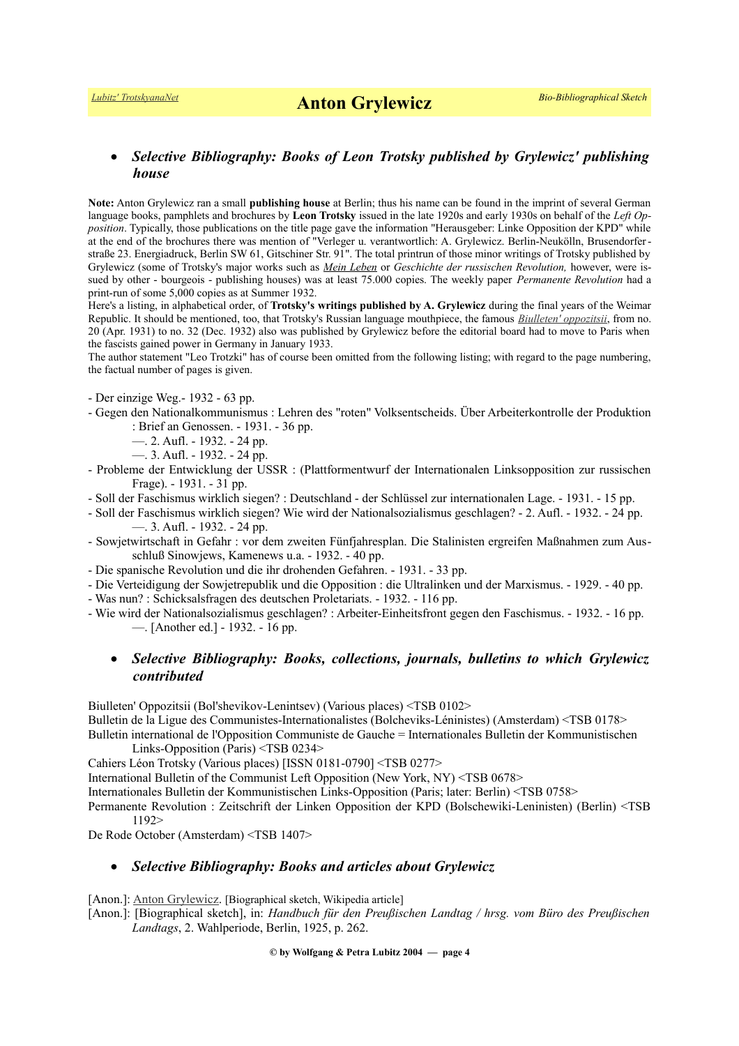- ***Selective Bibliography: Books of Leon Trotsky published by Grylewicz' publishing house***

**Note:** Anton Grylewicz ran a small **publishing house** at Berlin; thus his name can be found in the imprint of several German language books, pamphlets and brochures by **Leon Trotsky** issued in the late 1920s and early 1930s on behalf of the *Left Opposition*. Typically, those publications on the title page gave the information "Herausgeber: Linke Opposition der KPD" while at the end of the brochures there was mention of "Verleger u. verantwortlich: A. Grylewicz. Berlin-Neukölln, Brusendorferstraße 23. Energiadruck, Berlin SW 61, Gitschiner Str. 91". The total printrun of those minor writings of Trotsky published by Grylewicz (some of Trotsky's major works such as *Mein Leben* or *Geschichte der russischen Revolution,* however, were issued by other - bourgeois - publishing houses) was at least 75.000 copies. The weekly paper *Permanente Revolution* had a print-run of some 5,000 copies as at Summer 1932.
Here's a listing, in alphabetical order, of **Trotsky's writings published by A. Grylewicz** during the final years of the Weimar Republic. It should be mentioned, too, that Trotsky's Russian language mouthpiece, the famous *Biulleten' oppozitsii*, from no. 20 (Apr. 1931) to no. 32 (Dec. 1932) also was published by Grylewicz before the editorial board had to move to Paris when the fascists gained power in Germany in January 1933.
The author statement "Leo Trotzki" has of course been omitted from the following listing; with regard to the page numbering, the factual number of pages is given.

- Der einzige Weg.- 1932 - 63 pp.
- Gegen den Nationalkommunismus : Lehren des "roten" Volksentscheids. Über Arbeiterkontrolle der Produktion : Brief an Genossen. - 1931. - 36 pp.
  —. 2. Aufl. - 1932. - 24 pp.
  —. 3. Aufl. - 1932. - 24 pp.
- Probleme der Entwicklung der USSR : (Plattformentwurf der Internationalen Linksopposition zur russischen Frage). - 1931. - 31 pp.
- Soll der Faschismus wirklich siegen? : Deutschland - der Schlüssel zur internationalen Lage. - 1931. - 15 pp.
- Soll der Faschismus wirklich siegen? Wie wird der Nationalsozialismus geschlagen? - 2. Aufl. - 1932. - 24 pp.
  —. 3. Aufl. - 1932. - 24 pp.
- Sowjetwirtschaft in Gefahr : vor dem zweiten Fünfjahresplan. Die Stalinisten ergreifen Maßnahmen zum Ausschluß Sinowjews, Kamenews u.a. - 1932. - 40 pp.
- Die spanische Revolution und die ihr drohenden Gefahren. - 1931. - 33 pp.
- Die Verteidigung der Sowjetrepublik und die Opposition : die Ultralinken und der Marxismus. - 1929. - 40 pp.
- Was nun? : Schicksalsfragen des deutschen Proletariats. - 1932. - 116 pp.
- Wie wird der Nationalsozialismus geschlagen? : Arbeiter-Einheitsfront gegen den Faschismus. - 1932. - 16 pp.
  —. [Another ed.] - 1932. - 16 pp.

- ***Selective Bibliography: Books, collections, journals, bulletins to which Grylewicz contributed***

Biulleten' Oppozitsii (Bol'shevikov-Lenintsev) (Various places) <TSB 0102>
Bulletin de la Ligue des Communistes-Internationalistes (Bolcheviks-Léninistes) (Amsterdam) <TSB 0178>
Bulletin international de l'Opposition Communiste de Gauche = Internationales Bulletin der Kommunistischen Links-Opposition (Paris) <TSB 0234>
Cahiers Léon Trotsky (Various places) [ISSN 0181-0790] <TSB 0277>
International Bulletin of the Communist Left Opposition (New York, NY) <TSB 0678>
Internationales Bulletin der Kommunistischen Links-Opposition (Paris; later: Berlin) <TSB 0758>
Permanente Revolution : Zeitschrift der Linken Opposition der KPD (Bolschewiki-Leninisten) (Berlin) <TSB 1192>
De Rode October (Amsterdam) <TSB 1407>

- ***Selective Bibliography: Books and articles about Grylewicz***

[Anon.]: Anton Grylewicz. [Biographical sketch, Wikipedia article]
[Anon.]: [Biographical sketch], in: *Handbuch für den Preußischen Landtag / hrsg. vom Büro des Preußischen Landtags*, 2. Wahlperiode, Berlin, 1925, p. 262.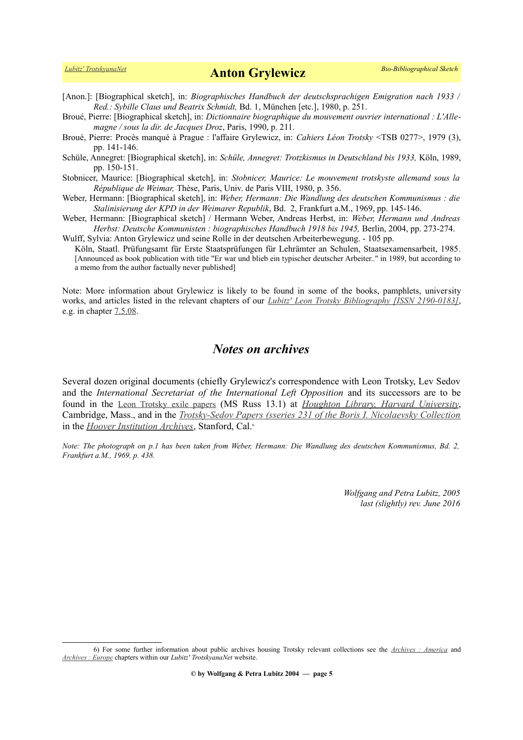[Anon.]: [Biographical sketch], in: *Biographisches Handbuch der deutschsprachigen Emigration nach 1933 / Red.: Sybille Claus und Beatrix Schmidt,* Bd. 1, München [etc.], 1980, p. 251.

Broué, Pierre: [Biographical sketch], in: *Dictionnaire biographique du mouvement ouvrier international : L'Allemagne / sous la dir. de Jacques Droz*, Paris, 1990, p. 211.

Broué, Pierre: Procès manqué à Prague : l'affaire Grylewicz, in: *Cahiers Léon Trotsky* <TSB 0277>, 1979 (3), pp. 141-146.

Schüle, Annegret: [Biographical sketch], in: *Schüle, Annegret: Trotzkismus in Deutschland bis 1933,* Köln, 1989, pp. 150-151.

Stobnicer, Maurice: [Biographical sketch], in: *Stobnicer, Maurice: Le mouvement trotskyste allemand sous la République de Weimar,* Thèse, Paris, Univ. de Paris VIII, 1980, p. 356.

Weber, Hermann: [Biographical sketch], in: *Weber, Hermann: Die Wandlung des deutschen Kommunismus : die Stalinisierung der KPD in der Weimarer Republik*, Bd. 2, Frankfurt a.M., 1969, pp. 145-146.

Weber, Hermann: [Biographical sketch] / Hermann Weber, Andreas Herbst, in: *Weber, Hermann und Andreas Herbst: Deutsche Kommunisten : biographisches Handbuch 1918 bis 1945,* Berlin, 2004, pp. 273-274.

Wulff, Sylvia: Anton Grylewicz und seine Rolle in der deutschen Arbeiterbewegung. - 105 pp.
Köln, Staatl. Prüfungsamt für Erste Staatsprüfungen für Lehrämter an Schulen, Staatsexamensarbeit, 1985.
[Announced as book publication with title "Er war und blieb ein typischer deutscher Arbeiter.." in 1989, but according to a memo from the author factually never published]

Note: More information about Grylewicz is likely to be found in some of the books, pamphlets, university works, and articles listed in the relevant chapters of our *Lubitz' Leon Trotsky Bibliography [ISSN 2190-0183]*, e.g. in chapter 7.5.08.

## *Notes on archives*

Several dozen original documents (chiefly Grylewicz's correspondence with Leon Trotsky, Lev Sedov and the *International Secretariat of the International Left Opposition* and its successors are to be found in the Leon Trotsky exile papers (MS Russ 13.1) at *Houghton Library, Harvard University*, Cambridge, Mass., and in the *Trotsky-Sedov Papers (sseries 231 of the Boris I. Nicolaevsky Collection* in the *Hoover Institution Archives*, Stanford, Cal.[6]

*Note: The photograph on p.1 has been taken from Weber, Hermann: Die Wandlung des deutschen Kommunismus, Bd. 2, Frankfurt a.M., 1969, p. 438.*

*Wolfgang and Petra Lubitz, 2005*
*last (slightly) rev. June 2016*

6) For some further information about public archives housing Trotsky relevant collections see the *Archives : America* and *Archives : Europe* chapters within our *Lubitz' TrotskyanaNet* website.